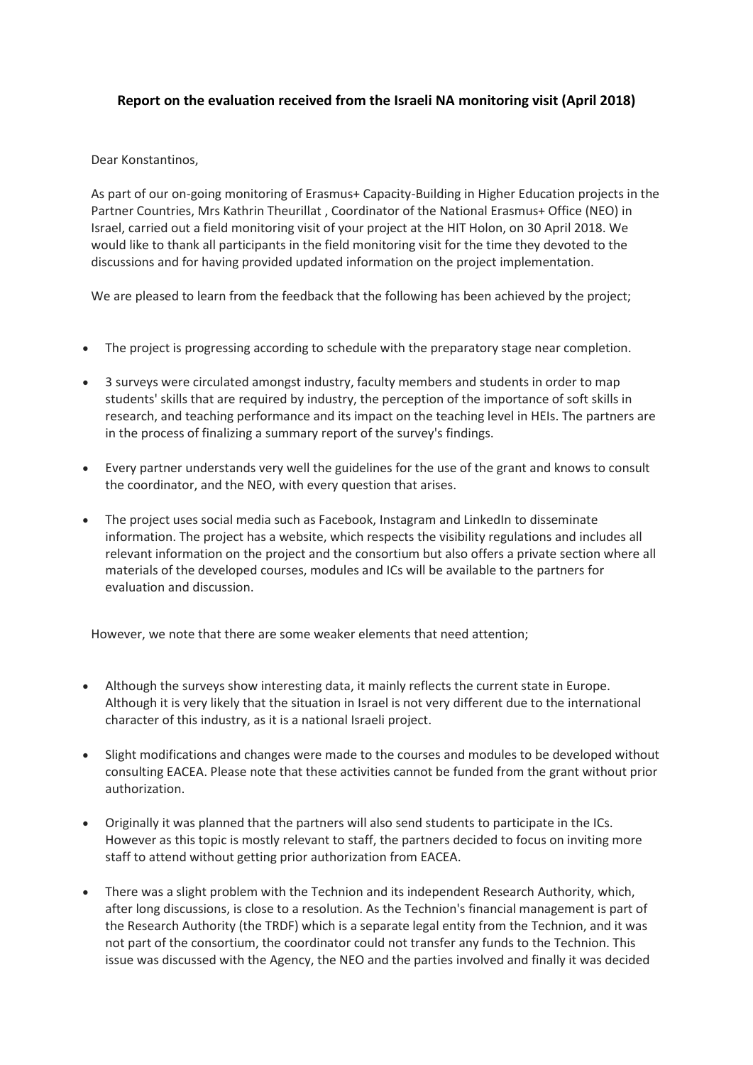**Report on the evaluation received from the Israeli NA monitoring visit (April 2018)**

Dear Konstantinos,

As part of our on-going monitoring of Erasmus+ Capacity-Building in Higher Education projects in the Partner Countries, Mrs Kathrin Theurillat , Coordinator of the National Erasmus+ Office (NEO) in Israel, carried out a field monitoring visit of your project at the HIT Holon, on 30 April 2018. We would like to thank all participants in the field monitoring visit for the time they devoted to the discussions and for having provided updated information on the project implementation.

We are pleased to learn from the feedback that the following has been achieved by the project;

- The project is progressing according to schedule with the preparatory stage near completion.
- 3 surveys were circulated amongst industry, faculty members and students in order to map students' skills that are required by industry, the perception of the importance of soft skills in research, and teaching performance and its impact on the teaching level in HEIs. The partners are in the process of finalizing a summary report of the survey's findings.
- Every partner understands very well the guidelines for the use of the grant and knows to consult the coordinator, and the NEO, with every question that arises.
- The project uses social media such as Facebook, Instagram and LinkedIn to disseminate information. The project has a website, which respects the visibility regulations and includes all relevant information on the project and the consortium but also offers a private section where all materials of the developed courses, modules and ICs will be available to the partners for evaluation and discussion.

However, we note that there are some weaker elements that need attention;

- Although the surveys show interesting data, it mainly reflects the current state in Europe. Although it is very likely that the situation in Israel is not very different due to the international character of this industry, as it is a national Israeli project.
- Slight modifications and changes were made to the courses and modules to be developed without consulting EACEA. Please note that these activities cannot be funded from the grant without prior authorization.
- Originally it was planned that the partners will also send students to participate in the ICs. However as this topic is mostly relevant to staff, the partners decided to focus on inviting more staff to attend without getting prior authorization from EACEA.
- There was a slight problem with the Technion and its independent Research Authority, which, after long discussions, is close to a resolution. As the Technion's financial management is part of the Research Authority (the TRDF) which is a separate legal entity from the Technion, and it was not part of the consortium, the coordinator could not transfer any funds to the Technion. This issue was discussed with the Agency, the NEO and the parties involved and finally it was decided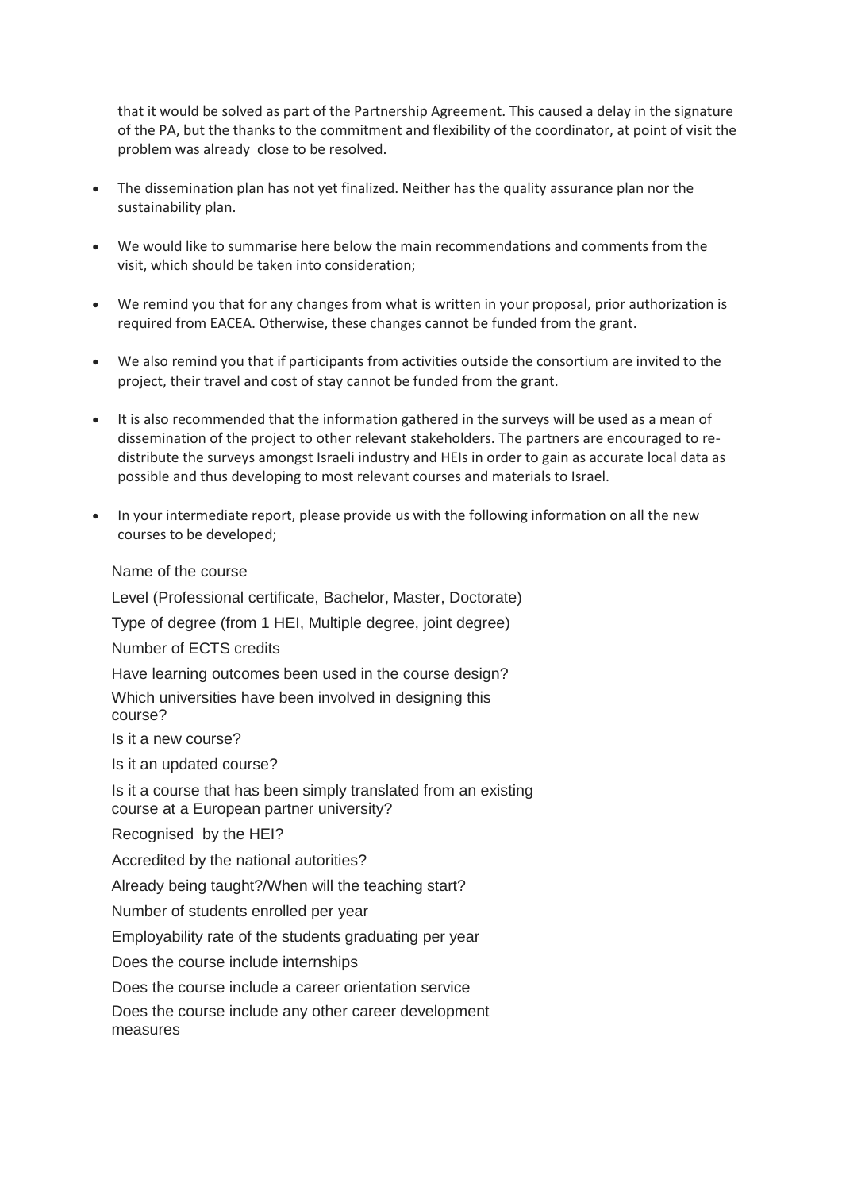that it would be solved as part of the Partnership Agreement. This caused a delay in the signature of the PA, but the thanks to the commitment and flexibility of the coordinator, at point of visit the problem was already close to be resolved.

- The dissemination plan has not yet finalized. Neither has the quality assurance plan nor the sustainability plan.
- We would like to summarise here below the main recommendations and comments from the visit, which should be taken into consideration;
- We remind you that for any changes from what is written in your proposal, prior authorization is required from EACEA. Otherwise, these changes cannot be funded from the grant.
- We also remind you that if participants from activities outside the consortium are invited to the project, their travel and cost of stay cannot be funded from the grant.
- It is also recommended that the information gathered in the surveys will be used as a mean of dissemination of the project to other relevant stakeholders. The partners are encouraged to re-distribute the surveys amongst Israeli industry and HEIs in order to gain as accurate local data as possible and thus developing to most relevant courses and materials to Israel.
- In your intermediate report, please provide us with the following information on all the new courses to be developed;

Name of the course

Level (Professional certificate, Bachelor, Master, Doctorate)

Type of degree (from 1 HEI, Multiple degree, joint degree)

Number of ECTS credits

Have learning outcomes been used in the course design?

Which universities have been involved in designing this course?

Is it a new course?

Is it an updated course?

Is it a course that has been simply translated from an existing course at a European partner university?

Recognised by the HEI?

Accredited by the national autorities?

Already being taught?/When will the teaching start?

Number of students enrolled per year

Employability rate of the students graduating per year

Does the course include internships

Does the course include a career orientation service

Does the course include any other career development measures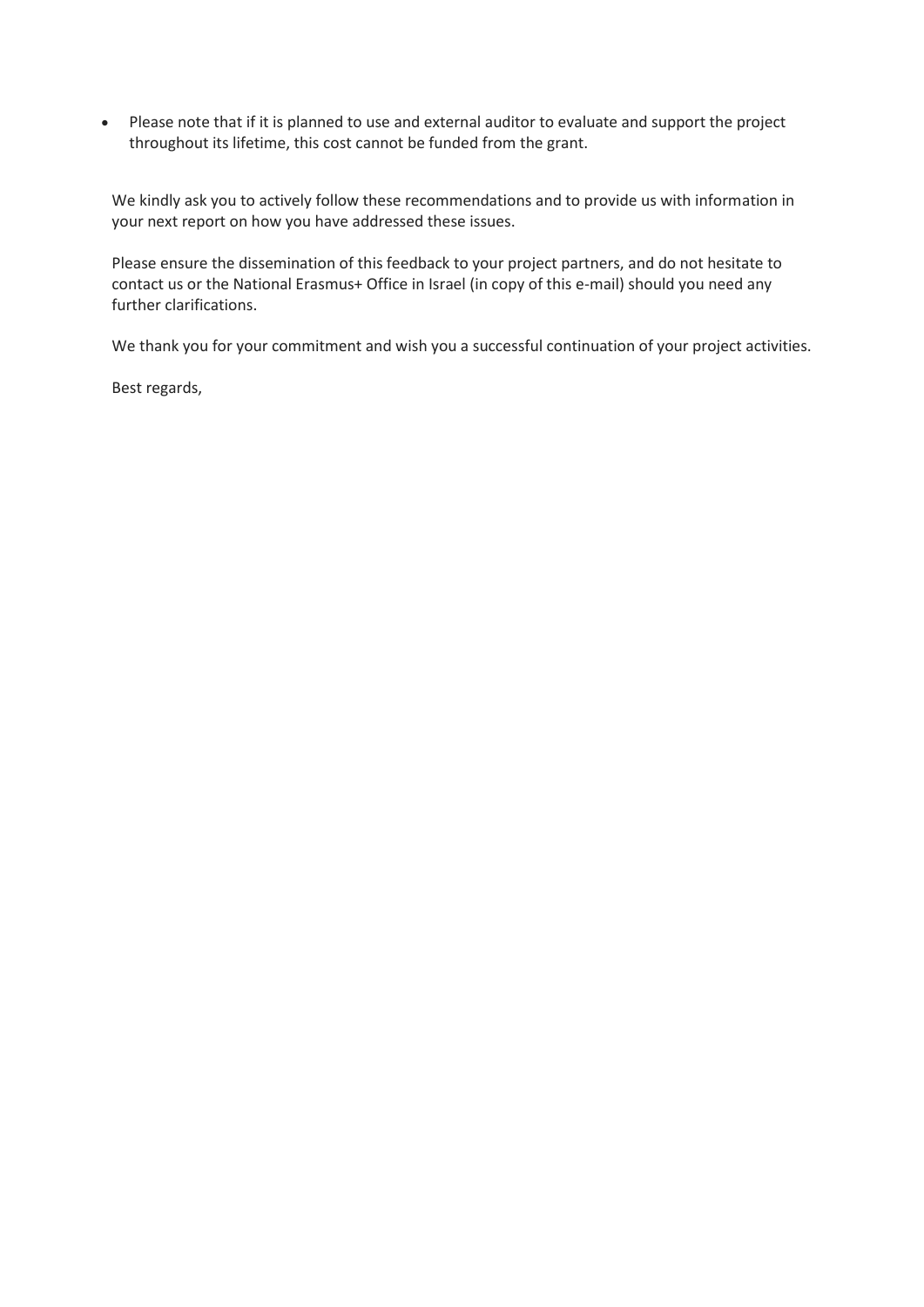- Please note that if it is planned to use and external auditor to evaluate and support the project throughout its lifetime, this cost cannot be funded from the grant.

We kindly ask you to actively follow these recommendations and to provide us with information in your next report on how you have addressed these issues.

Please ensure the dissemination of this feedback to your project partners, and do not hesitate to contact us or the National Erasmus+ Office in Israel (in copy of this e-mail) should you need any further clarifications.

We thank you for your commitment and wish you a successful continuation of your project activities.

Best regards,